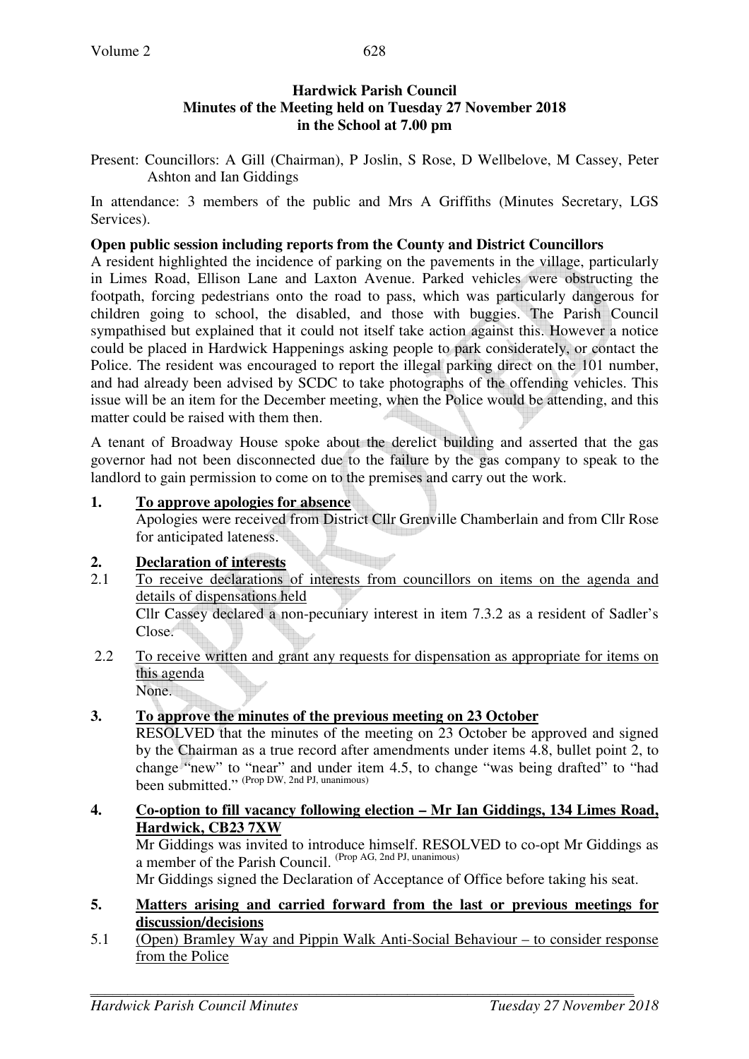**Hardwick Parish Council**
**Minutes of the Meeting held on Tuesday 27 November 2018**
**in the School at 7.00 pm**

Present: Councillors: A Gill (Chairman), P Joslin, S Rose, D Wellbelove, M Cassey, Peter Ashton and Ian Giddings

In attendance: 3 members of the public and Mrs A Griffiths (Minutes Secretary, LGS Services).

**Open public session including reports from the County and District Councillors**

A resident highlighted the incidence of parking on the pavements in the village, particularly in Limes Road, Ellison Lane and Laxton Avenue. Parked vehicles were obstructing the footpath, forcing pedestrians onto the road to pass, which was particularly dangerous for children going to school, the disabled, and those with buggies. The Parish Council sympathised but explained that it could not itself take action against this. However a notice could be placed in Hardwick Happenings asking people to park considerately, or contact the Police. The resident was encouraged to report the illegal parking direct on the 101 number, and had already been advised by SCDC to take photographs of the offending vehicles. This issue will be an item for the December meeting, when the Police would be attending, and this matter could be raised with them then.

A tenant of Broadway House spoke about the derelict building and asserted that the gas governor had not been disconnected due to the failure by the gas company to speak to the landlord to gain permission to come on to the premises and carry out the work.

**1. <u>To approve apologies for absence</u>**

Apologies were received from District Cllr Grenville Chamberlain and from Cllr Rose for anticipated lateness.

**2. <u>Declaration of interests</u>**

2.1 <u>To receive declarations of interests from councillors on items on the agenda and details of dispensations held</u>

Cllr Cassey declared a non-pecuniary interest in item 7.3.2 as a resident of Sadler's Close.

2.2 <u>To receive written and grant any requests for dispensation as appropriate for items on this agenda</u>

None.

**3. <u>To approve the minutes of the previous meeting on 23 October</u>**

RESOLVED that the minutes of the meeting on 23 October be approved and signed by the Chairman as a true record after amendments under items 4.8, bullet point 2, to change "new" to "near" and under item 4.5, to change "was being drafted" to "had been submitted." (Prop DW, 2nd PJ, unanimous)

**4. <u>Co-option to fill vacancy following election – Mr Ian Giddings, 134 Limes Road, Hardwick, CB23 7XW</u>**

Mr Giddings was invited to introduce himself. RESOLVED to co-opt Mr Giddings as a member of the Parish Council. (Prop AG, 2nd PJ, unanimous)

Mr Giddings signed the Declaration of Acceptance of Office before taking his seat.

**5. <u>Matters arising and carried forward from the last or previous meetings for discussion/decisions</u>**

5.1 <u>(Open) Bramley Way and Pippin Walk Anti-Social Behaviour – to consider response from the Police</u>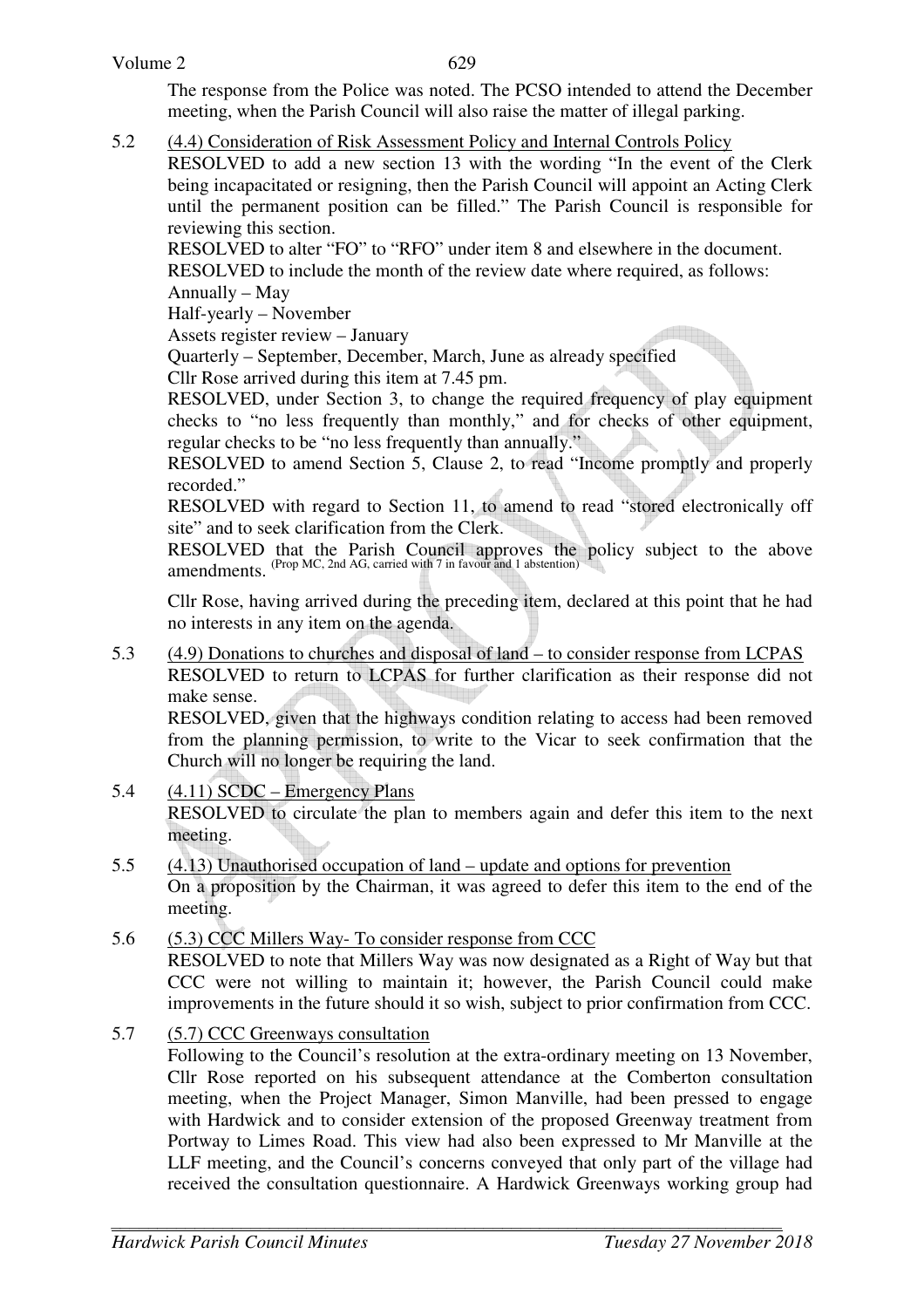The response from the Police was noted. The PCSO intended to attend the December meeting, when the Parish Council will also raise the matter of illegal parking.

5.2 (4.4) Consideration of Risk Assessment Policy and Internal Controls Policy

RESOLVED to add a new section 13 with the wording "In the event of the Clerk being incapacitated or resigning, then the Parish Council will appoint an Acting Clerk until the permanent position can be filled." The Parish Council is responsible for reviewing this section.

RESOLVED to alter "FO" to "RFO" under item 8 and elsewhere in the document.

RESOLVED to include the month of the review date where required, as follows:

Annually – May

Half-yearly – November

Assets register review – January

Quarterly – September, December, March, June as already specified

Cllr Rose arrived during this item at 7.45 pm.

RESOLVED, under Section 3, to change the required frequency of play equipment checks to "no less frequently than monthly," and for checks of other equipment, regular checks to be "no less frequently than annually."

RESOLVED to amend Section 5, Clause 2, to read "Income promptly and properly recorded."

RESOLVED with regard to Section 11, to amend to read "stored electronically off site" and to seek clarification from the Clerk.

RESOLVED that the Parish Council approves the policy subject to the above amendments. (Prop MC, 2nd AG, carried with 7 in favour and 1 abstention)

Cllr Rose, having arrived during the preceding item, declared at this point that he had no interests in any item on the agenda.

5.3 (4.9) Donations to churches and disposal of land – to consider response from LCPAS

RESOLVED to return to LCPAS for further clarification as their response did not make sense.

RESOLVED, given that the highways condition relating to access had been removed from the planning permission, to write to the Vicar to seek confirmation that the Church will no longer be requiring the land.

5.4 (4.11) SCDC – Emergency Plans

RESOLVED to circulate the plan to members again and defer this item to the next meeting.

5.5 (4.13) Unauthorised occupation of land – update and options for prevention

On a proposition by the Chairman, it was agreed to defer this item to the end of the meeting.

5.6 (5.3) CCC Millers Way- To consider response from CCC

RESOLVED to note that Millers Way was now designated as a Right of Way but that CCC were not willing to maintain it; however, the Parish Council could make improvements in the future should it so wish, subject to prior confirmation from CCC.

5.7 (5.7) CCC Greenways consultation

Following to the Council's resolution at the extra-ordinary meeting on 13 November, Cllr Rose reported on his subsequent attendance at the Comberton consultation meeting, when the Project Manager, Simon Manville, had been pressed to engage with Hardwick and to consider extension of the proposed Greenway treatment from Portway to Limes Road. This view had also been expressed to Mr Manville at the LLF meeting, and the Council's concerns conveyed that only part of the village had received the consultation questionnaire. A Hardwick Greenways working group had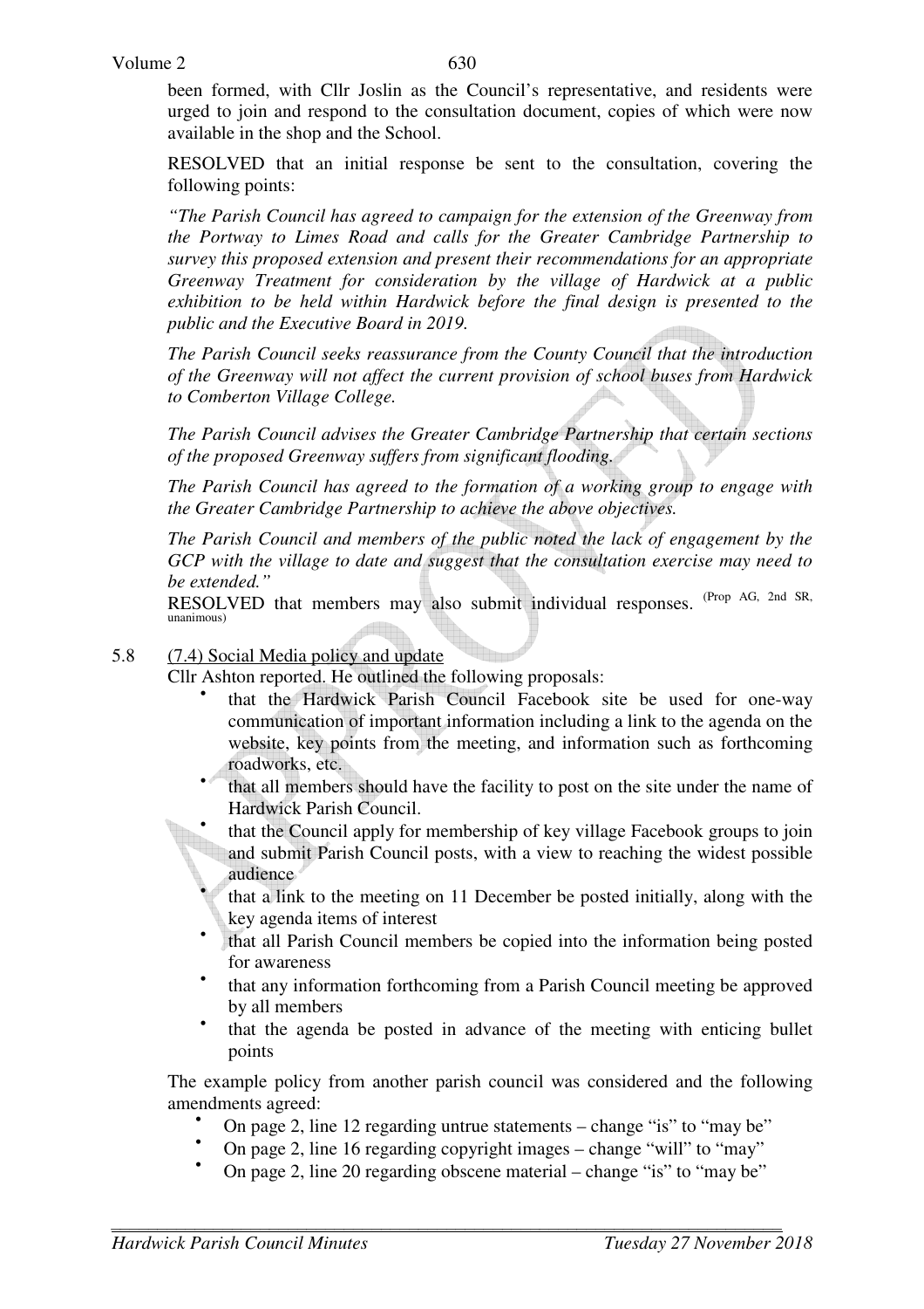been formed, with Cllr Joslin as the Council's representative, and residents were urged to join and respond to the consultation document, copies of which were now available in the shop and the School.

RESOLVED that an initial response be sent to the consultation, covering the following points:

*"The Parish Council has agreed to campaign for the extension of the Greenway from the Portway to Limes Road and calls for the Greater Cambridge Partnership to survey this proposed extension and present their recommendations for an appropriate Greenway Treatment for consideration by the village of Hardwick at a public exhibition to be held within Hardwick before the final design is presented to the public and the Executive Board in 2019.*

*The Parish Council seeks reassurance from the County Council that the introduction of the Greenway will not affect the current provision of school buses from Hardwick to Comberton Village College.*

*The Parish Council advises the Greater Cambridge Partnership that certain sections of the proposed Greenway suffers from significant flooding.*

*The Parish Council has agreed to the formation of a working group to engage with the Greater Cambridge Partnership to achieve the above objectives.*

*The Parish Council and members of the public noted the lack of engagement by the GCP with the village to date and suggest that the consultation exercise may need to be extended."*

RESOLVED that members may also submit individual responses. (Prop AG, 2nd SR, unanimous)

5.8 (7.4) Social Media policy and update

Cllr Ashton reported. He outlined the following proposals:

- that the Hardwick Parish Council Facebook site be used for one-way communication of important information including a link to the agenda on the website, key points from the meeting, and information such as forthcoming roadworks, etc.
- that all members should have the facility to post on the site under the name of Hardwick Parish Council.
- that the Council apply for membership of key village Facebook groups to join and submit Parish Council posts, with a view to reaching the widest possible audience
- that a link to the meeting on 11 December be posted initially, along with the key agenda items of interest
- that all Parish Council members be copied into the information being posted for awareness
- that any information forthcoming from a Parish Council meeting be approved by all members
- that the agenda be posted in advance of the meeting with enticing bullet points

The example policy from another parish council was considered and the following amendments agreed:

- On page 2, line 12 regarding untrue statements – change "is" to "may be"
- On page 2, line 16 regarding copyright images – change "will" to "may"
- On page 2, line 20 regarding obscene material – change "is" to "may be"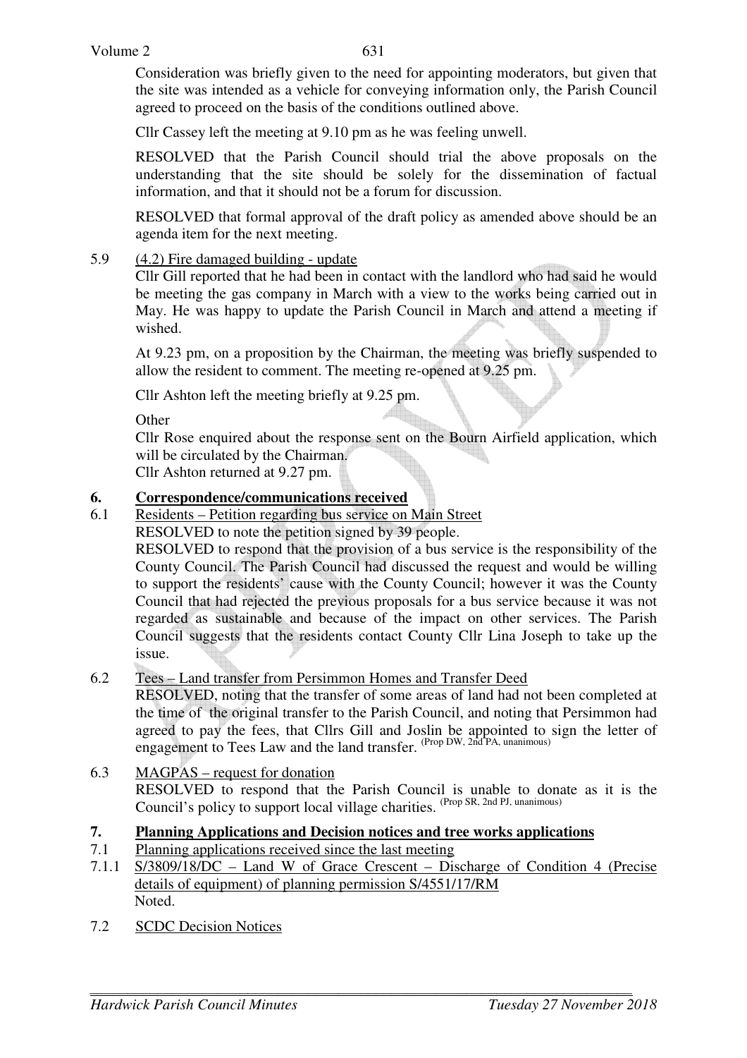Consideration was briefly given to the need for appointing moderators, but given that the site was intended as a vehicle for conveying information only, the Parish Council agreed to proceed on the basis of the conditions outlined above.

Cllr Cassey left the meeting at 9.10 pm as he was feeling unwell.

RESOLVED that the Parish Council should trial the above proposals on the understanding that the site should be solely for the dissemination of factual information, and that it should not be a forum for discussion.

RESOLVED that formal approval of the draft policy as amended above should be an agenda item for the next meeting.

5.9 <u>(4.2) Fire damaged building - update</u>

Cllr Gill reported that he had been in contact with the landlord who had said he would be meeting the gas company in March with a view to the works being carried out in May. He was happy to update the Parish Council in March and attend a meeting if wished.

At 9.23 pm, on a proposition by the Chairman, the meeting was briefly suspended to allow the resident to comment. The meeting re-opened at 9.25 pm.

Cllr Ashton left the meeting briefly at 9.25 pm.

Other

Cllr Rose enquired about the response sent on the Bourn Airfield application, which will be circulated by the Chairman.

Cllr Ashton returned at 9.27 pm.

## 6. Correspondence/communications received

6.1 <u>Residents – Petition regarding bus service on Main Street</u>

RESOLVED to note the petition signed by 39 people.

RESOLVED to respond that the provision of a bus service is the responsibility of the County Council. The Parish Council had discussed the request and would be willing to support the residents' cause with the County Council; however it was the County Council that had rejected the previous proposals for a bus service because it was not regarded as sustainable and because of the impact on other services. The Parish Council suggests that the residents contact County Cllr Lina Joseph to take up the issue.

6.2 <u>Tees – Land transfer from Persimmon Homes and Transfer Deed</u>

RESOLVED, noting that the transfer of some areas of land had not been completed at the time of the original transfer to the Parish Council, and noting that Persimmon had agreed to pay the fees, that Cllrs Gill and Joslin be appointed to sign the letter of engagement to Tees Law and the land transfer. (Prop DW, 2nd PA, unanimous)

6.3 <u>MAGPAS – request for donation</u>

RESOLVED to respond that the Parish Council is unable to donate as it is the Council's policy to support local village charities. (Prop SR, 2nd PJ, unanimous)

## 7. Planning Applications and Decision notices and tree works applications

7.1 <u>Planning applications received since the last meeting</u>

7.1.1 <u>S/3809/18/DC – Land W of Grace Crescent – Discharge of Condition 4 (Precise details of equipment) of planning permission S/4551/17/RM</u>

Noted.

7.2 <u>SCDC Decision Notices</u>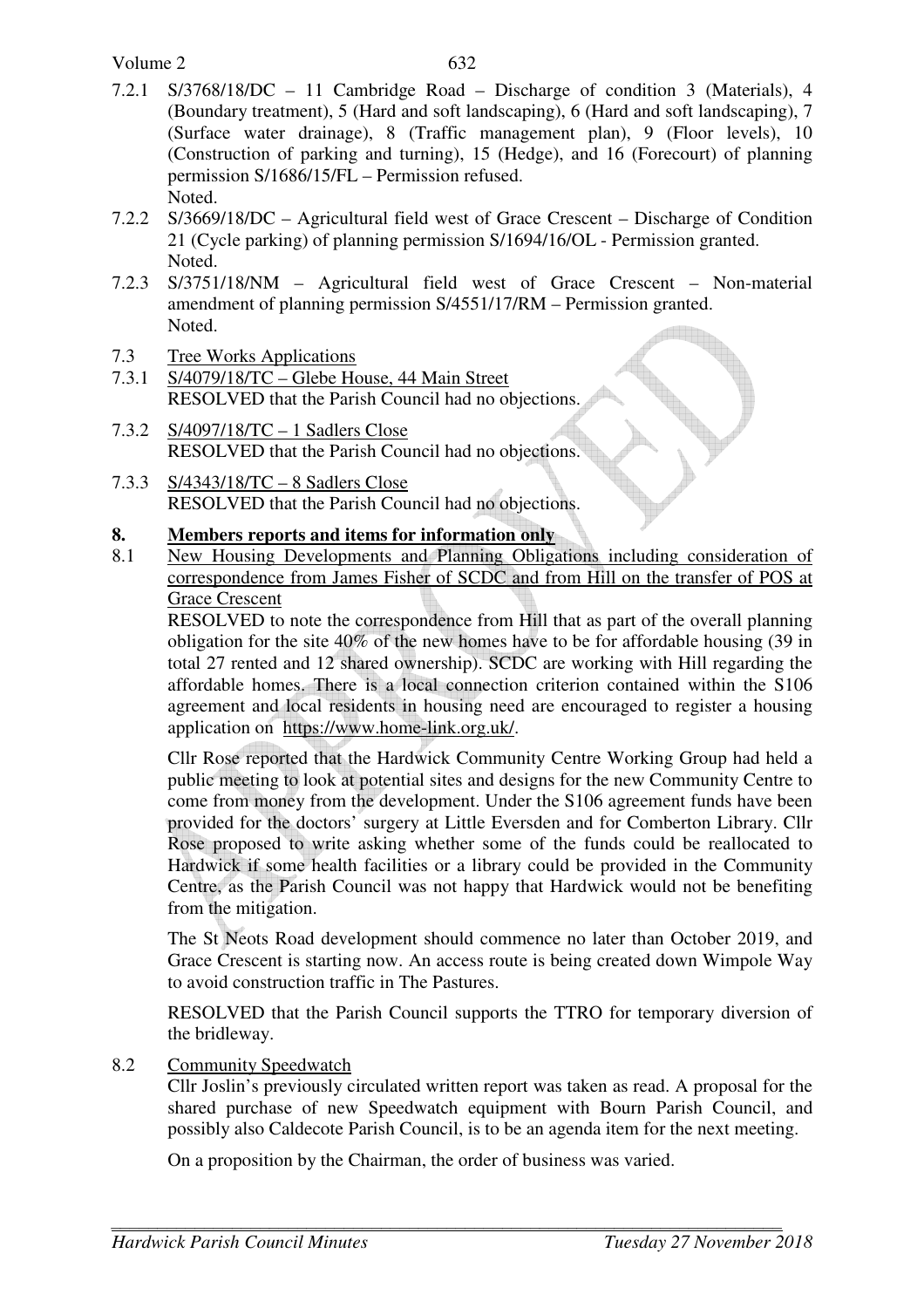7.2.1 S/3768/18/DC – 11 Cambridge Road – Discharge of condition 3 (Materials), 4 (Boundary treatment), 5 (Hard and soft landscaping), 6 (Hard and soft landscaping), 7 (Surface water drainage), 8 (Traffic management plan), 9 (Floor levels), 10 (Construction of parking and turning), 15 (Hedge), and 16 (Forecourt) of planning permission S/1686/15/FL – Permission refused.
Noted.

7.2.2 S/3669/18/DC – Agricultural field west of Grace Crescent – Discharge of Condition 21 (Cycle parking) of planning permission S/1694/16/OL - Permission granted.
Noted.

7.2.3 S/3751/18/NM – Agricultural field west of Grace Crescent – Non-material amendment of planning permission S/4551/17/RM – Permission granted.
Noted.

7.3 Tree Works Applications

7.3.1 S/4079/18/TC – Glebe House, 44 Main Street
RESOLVED that the Parish Council had no objections.

7.3.2 S/4097/18/TC – 1 Sadlers Close
RESOLVED that the Parish Council had no objections.

7.3.3 S/4343/18/TC – 8 Sadlers Close
RESOLVED that the Parish Council had no objections.

## 8. Members reports and items for information only

8.1 New Housing Developments and Planning Obligations including consideration of correspondence from James Fisher of SCDC and from Hill on the transfer of POS at Grace Crescent

RESOLVED to note the correspondence from Hill that as part of the overall planning obligation for the site 40% of the new homes have to be for affordable housing (39 in total 27 rented and 12 shared ownership). SCDC are working with Hill regarding the affordable homes. There is a local connection criterion contained within the S106 agreement and local residents in housing need are encouraged to register a housing application on https://www.home-link.org.uk/.

Cllr Rose reported that the Hardwick Community Centre Working Group had held a public meeting to look at potential sites and designs for the new Community Centre to come from money from the development. Under the S106 agreement funds have been provided for the doctors' surgery at Little Eversden and for Comberton Library. Cllr Rose proposed to write asking whether some of the funds could be reallocated to Hardwick if some health facilities or a library could be provided in the Community Centre, as the Parish Council was not happy that Hardwick would not be benefiting from the mitigation.

The St Neots Road development should commence no later than October 2019, and Grace Crescent is starting now. An access route is being created down Wimpole Way to avoid construction traffic in The Pastures.

RESOLVED that the Parish Council supports the TTRO for temporary diversion of the bridleway.

8.2 Community Speedwatch

Cllr Joslin's previously circulated written report was taken as read. A proposal for the shared purchase of new Speedwatch equipment with Bourn Parish Council, and possibly also Caldecote Parish Council, is to be an agenda item for the next meeting.

On a proposition by the Chairman, the order of business was varied.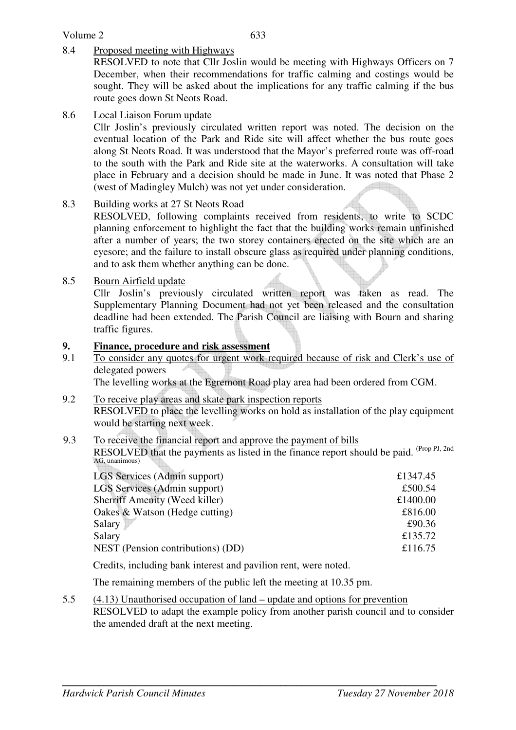8.4 Proposed meeting with Highways

RESOLVED to note that Cllr Joslin would be meeting with Highways Officers on 7 December, when their recommendations for traffic calming and costings would be sought. They will be asked about the implications for any traffic calming if the bus route goes down St Neots Road.

8.6 Local Liaison Forum update

Cllr Joslin's previously circulated written report was noted. The decision on the eventual location of the Park and Ride site will affect whether the bus route goes along St Neots Road. It was understood that the Mayor's preferred route was off-road to the south with the Park and Ride site at the waterworks. A consultation will take place in February and a decision should be made in June. It was noted that Phase 2 (west of Madingley Mulch) was not yet under consideration.

8.3 Building works at 27 St Neots Road

RESOLVED, following complaints received from residents, to write to SCDC planning enforcement to highlight the fact that the building works remain unfinished after a number of years; the two storey containers erected on the site which are an eyesore; and the failure to install obscure glass as required under planning conditions, and to ask them whether anything can be done.

8.5 Bourn Airfield update

Cllr Joslin's previously circulated written report was taken as read. The Supplementary Planning Document had not yet been released and the consultation deadline had been extended. The Parish Council are liaising with Bourn and sharing traffic figures.

## 9. Finance, procedure and risk assessment

9.1 To consider any quotes for urgent work required because of risk and Clerk's use of delegated powers

The levelling works at the Egremont Road play area had been ordered from CGM.

9.2 To receive play areas and skate park inspection reports

RESOLVED to place the levelling works on hold as installation of the play equipment would be starting next week.

9.3 To receive the financial report and approve the payment of bills

RESOLVED that the payments as listed in the finance report should be paid. (Prop PJ, 2nd AG, unanimous)

| | |
|---|---|
| LGS Services (Admin support) | £1347.45 |
| LGS Services (Admin support) | £500.54 |
| Sherriff Amenity (Weed killer) | £1400.00 |
| Oakes & Watson (Hedge cutting) | £816.00 |
| Salary | £90.36 |
| Salary | £135.72 |
| NEST (Pension contributions) (DD) | £116.75 |

Credits, including bank interest and pavilion rent, were noted.

The remaining members of the public left the meeting at 10.35 pm.

5.5 (4.13) Unauthorised occupation of land – update and options for prevention

RESOLVED to adapt the example policy from another parish council and to consider the amended draft at the next meeting.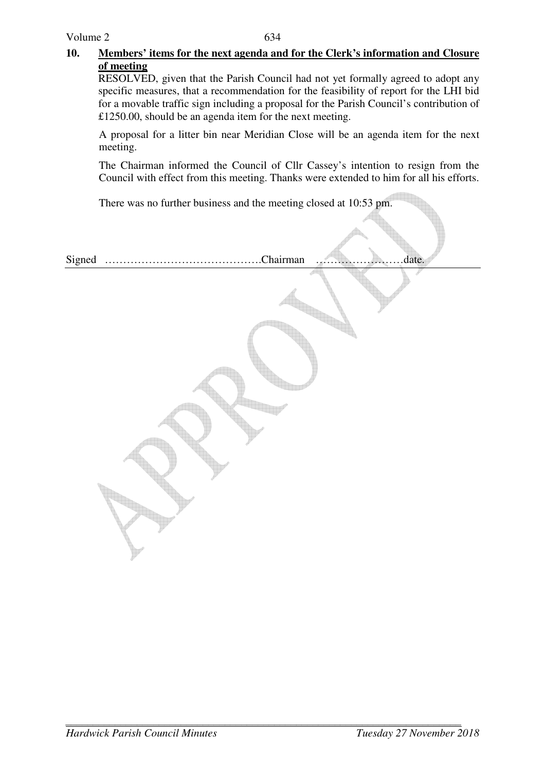## 10. Members' items for the next agenda and for the Clerk's information and Closure of meeting

RESOLVED, given that the Parish Council had not yet formally agreed to adopt any specific measures, that a recommendation for the feasibility of report for the LHI bid for a movable traffic sign including a proposal for the Parish Council's contribution of £1250.00, should be an agenda item for the next meeting.

A proposal for a litter bin near Meridian Close will be an agenda item for the next meeting.

The Chairman informed the Council of Cllr Cassey's intention to resign from the Council with effect from this meeting. Thanks were extended to him for all his efforts.

There was no further business and the meeting closed at 10:53 pm.

Signed ……………………………………Chairman ……………………date.

APPROVED